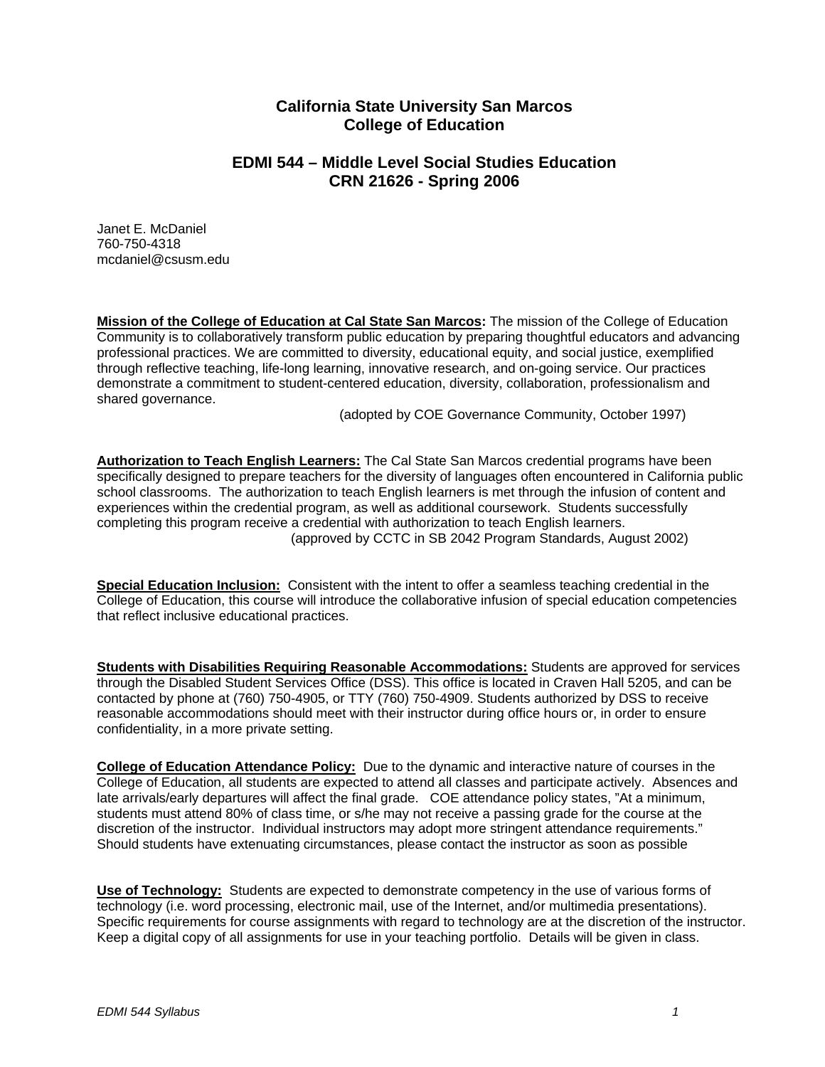# California State University San Marcos
# College of Education

## EDMI 544 – Middle Level Social Studies Education
## CRN 21626 - Spring 2006

Janet E. McDaniel
760-750-4318
mcdaniel@csusm.edu

**Mission of the College of Education at Cal State San Marcos:** The mission of the College of Education Community is to collaboratively transform public education by preparing thoughtful educators and advancing professional practices. We are committed to diversity, educational equity, and social justice, exemplified through reflective teaching, life-long learning, innovative research, and on-going service. Our practices demonstrate a commitment to student-centered education, diversity, collaboration, professionalism and shared governance.

(adopted by COE Governance Community, October 1997)

**Authorization to Teach English Learners:** The Cal State San Marcos credential programs have been specifically designed to prepare teachers for the diversity of languages often encountered in California public school classrooms. The authorization to teach English learners is met through the infusion of content and experiences within the credential program, as well as additional coursework. Students successfully completing this program receive a credential with authorization to teach English learners.

(approved by CCTC in SB 2042 Program Standards, August 2002)

**Special Education Inclusion:** Consistent with the intent to offer a seamless teaching credential in the College of Education, this course will introduce the collaborative infusion of special education competencies that reflect inclusive educational practices.

**Students with Disabilities Requiring Reasonable Accommodations:** Students are approved for services through the Disabled Student Services Office (DSS). This office is located in Craven Hall 5205, and can be contacted by phone at (760) 750-4905, or TTY (760) 750-4909. Students authorized by DSS to receive reasonable accommodations should meet with their instructor during office hours or, in order to ensure confidentiality, in a more private setting.

**College of Education Attendance Policy:** Due to the dynamic and interactive nature of courses in the College of Education, all students are expected to attend all classes and participate actively. Absences and late arrivals/early departures will affect the final grade. COE attendance policy states, "At a minimum, students must attend 80% of class time, or s/he may not receive a passing grade for the course at the discretion of the instructor. Individual instructors may adopt more stringent attendance requirements." Should students have extenuating circumstances, please contact the instructor as soon as possible

**Use of Technology:** Students are expected to demonstrate competency in the use of various forms of technology (i.e. word processing, electronic mail, use of the Internet, and/or multimedia presentations). Specific requirements for course assignments with regard to technology are at the discretion of the instructor. Keep a digital copy of all assignments for use in your teaching portfolio. Details will be given in class.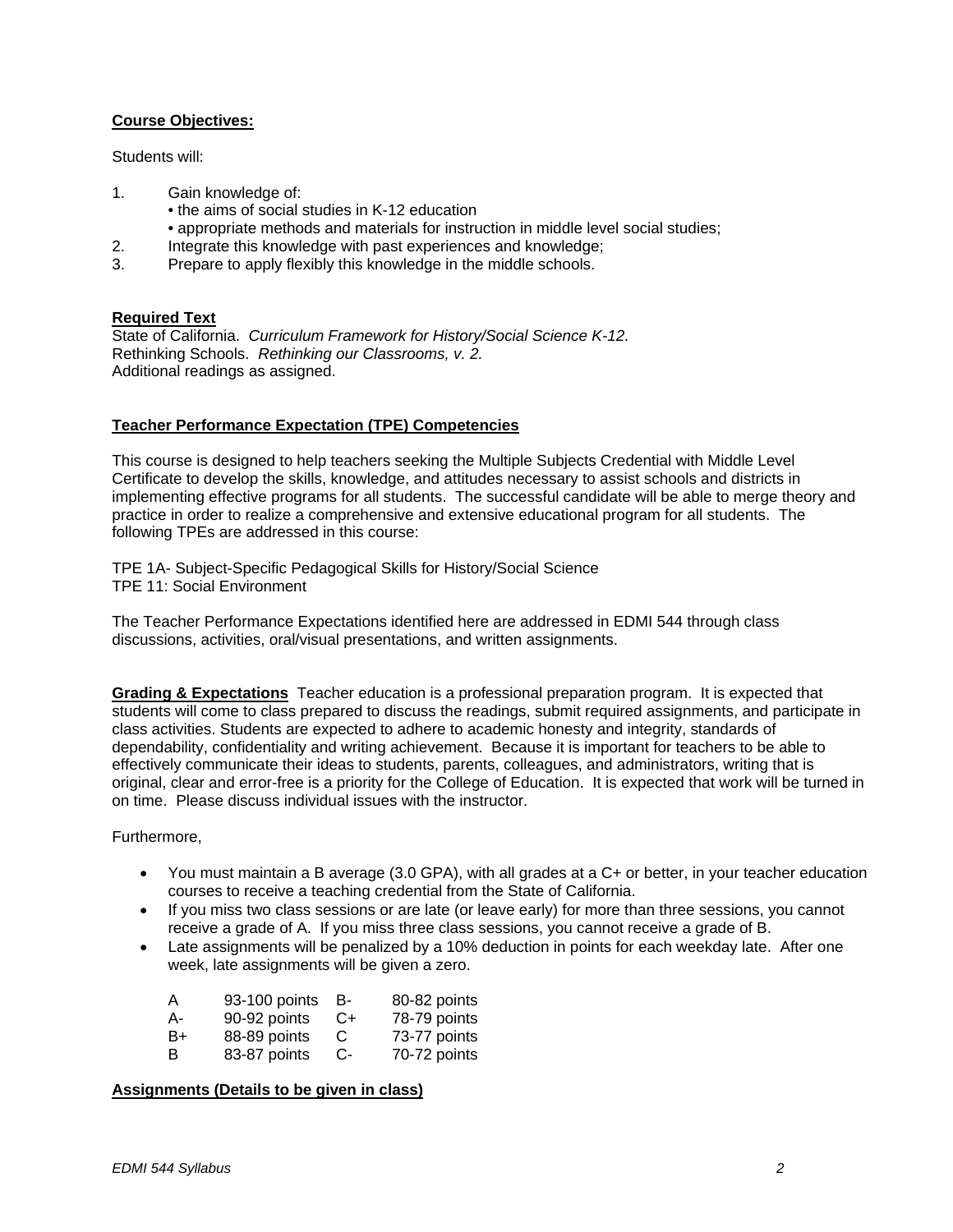**Course Objectives:**

Students will:

1. Gain knowledge of:
   - the aims of social studies in K-12 education
   - appropriate methods and materials for instruction in middle level social studies;
2. Integrate this knowledge with past experiences and knowledge;
3. Prepare to apply flexibly this knowledge in the middle schools.

**Required Text**

State of California. *Curriculum Framework for History/Social Science K-12.*
Rethinking Schools. *Rethinking our Classrooms, v. 2.*
Additional readings as assigned.

**Teacher Performance Expectation (TPE) Competencies**

This course is designed to help teachers seeking the Multiple Subjects Credential with Middle Level Certificate to develop the skills, knowledge, and attitudes necessary to assist schools and districts in implementing effective programs for all students. The successful candidate will be able to merge theory and practice in order to realize a comprehensive and extensive educational program for all students. The following TPEs are addressed in this course:

TPE 1A- Subject-Specific Pedagogical Skills for History/Social Science
TPE 11: Social Environment

The Teacher Performance Expectations identified here are addressed in EDMI 544 through class discussions, activities, oral/visual presentations, and written assignments.

**Grading & Expectations** Teacher education is a professional preparation program. It is expected that students will come to class prepared to discuss the readings, submit required assignments, and participate in class activities. Students are expected to adhere to academic honesty and integrity, standards of dependability, confidentiality and writing achievement. Because it is important for teachers to be able to effectively communicate their ideas to students, parents, colleagues, and administrators, writing that is original, clear and error-free is a priority for the College of Education. It is expected that work will be turned in on time. Please discuss individual issues with the instructor.

Furthermore,

- You must maintain a B average (3.0 GPA), with all grades at a C+ or better, in your teacher education courses to receive a teaching credential from the State of California.
- If you miss two class sessions or are late (or leave early) for more than three sessions, you cannot receive a grade of A. If you miss three class sessions, you cannot receive a grade of B.
- Late assignments will be penalized by a 10% deduction in points for each weekday late. After one week, late assignments will be given a zero.

| | | | |
|---|---|---|---|
| A | 93-100 points | B- | 80-82 points |
| A- | 90-92 points | C+ | 78-79 points |
| B+ | 88-89 points | C | 73-77 points |
| B | 83-87 points | C- | 70-72 points |

**Assignments (Details to be given in class)**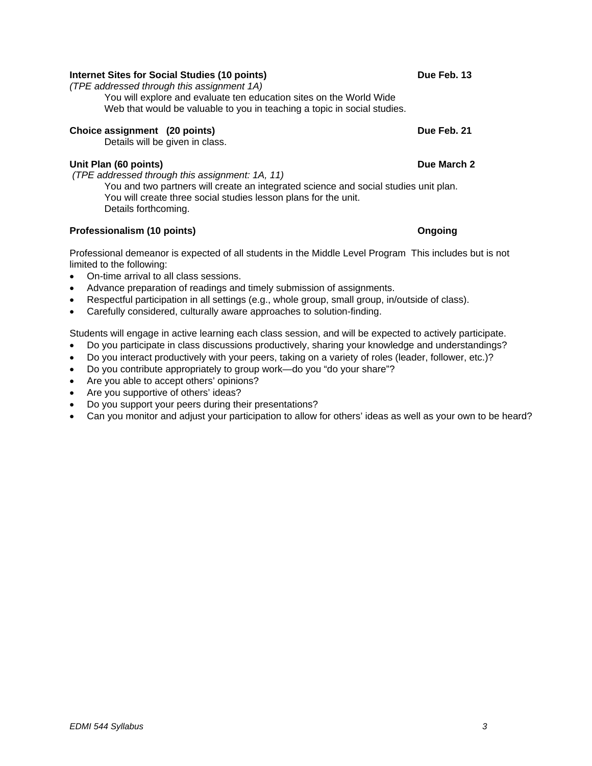**Internet Sites for Social Studies (10 points)** **Due Feb. 13**

*(TPE addressed through this assignment 1A)*

You will explore and evaluate ten education sites on the World Wide Web that would be valuable to you in teaching a topic in social studies.

**Choice assignment (20 points)** **Due Feb. 21**

Details will be given in class.

**Unit Plan (60 points)** **Due March 2**

*(TPE addressed through this assignment: 1A, 11)*

You and two partners will create an integrated science and social studies unit plan.
You will create three social studies lesson plans for the unit.
Details forthcoming.

**Professionalism (10 points)** **Ongoing**

Professional demeanor is expected of all students in the Middle Level Program This includes but is not limited to the following:

- On-time arrival to all class sessions.
- Advance preparation of readings and timely submission of assignments.
- Respectful participation in all settings (e.g., whole group, small group, in/outside of class).
- Carefully considered, culturally aware approaches to solution-finding.

Students will engage in active learning each class session, and will be expected to actively participate.

- Do you participate in class discussions productively, sharing your knowledge and understandings?
- Do you interact productively with your peers, taking on a variety of roles (leader, follower, etc.)?
- Do you contribute appropriately to group work—do you "do your share"?
- Are you able to accept others' opinions?
- Are you supportive of others' ideas?
- Do you support your peers during their presentations?
- Can you monitor and adjust your participation to allow for others' ideas as well as your own to be heard?